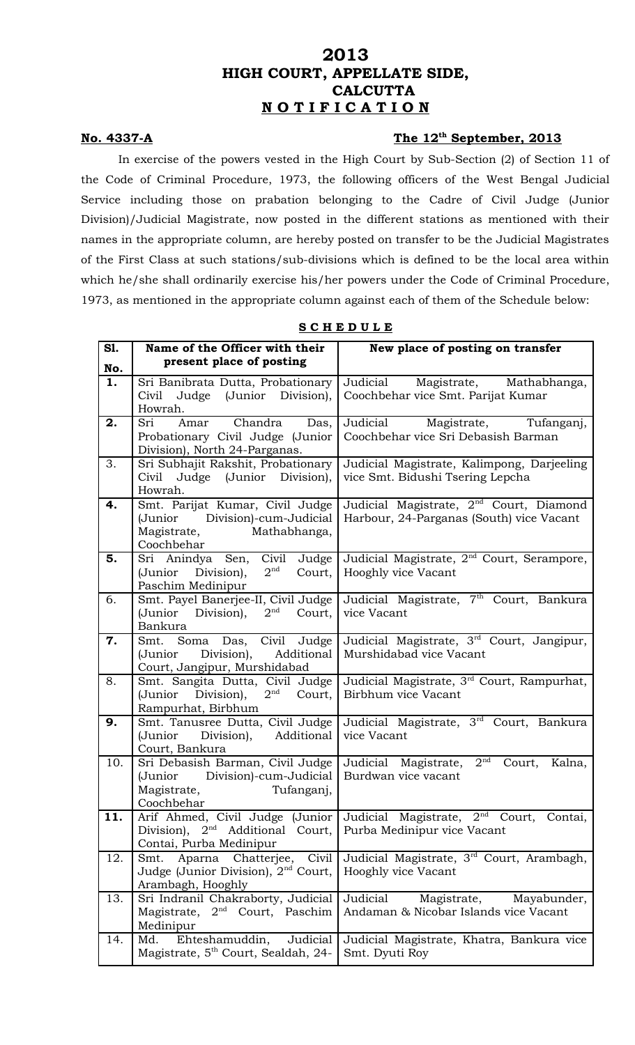# 2013
# HIGH COURT, APPELLATE SIDE, CALCUTTA
## NOTIFICATION

**No. 4337-A** **The 12th September, 2013**

In exercise of the powers vested in the High Court by Sub-Section (2) of Section 11 of the Code of Criminal Procedure, 1973, the following officers of the West Bengal Judicial Service including those on probation belonging to the Cadre of Civil Judge (Junior Division)/Judicial Magistrate, now posted in the different stations as mentioned with their names in the appropriate column, are hereby posted on transfer to be the Judicial Magistrates of the First Class at such stations/sub-divisions which is defined to be the local area within which he/she shall ordinarily exercise his/her powers under the Code of Criminal Procedure, 1973, as mentioned in the appropriate column against each of them of the Schedule below:

**SCHEDULE**

| Sl. No. | Name of the Officer with their present place of posting | New place of posting on transfer |
|---|---|---|
| **1.** | Sri Banibrata Dutta, Probationary Civil Judge (Junior Division), Howrah. | Judicial Magistrate, Mathabhanga, Coochbehar vice Smt. Parijat Kumar |
| **2.** | Sri Amar Chandra Das, Probationary Civil Judge (Junior Division), North 24-Parganas. | Judicial Magistrate, Tufanganj, Coochbehar vice Sri Debasish Barman |
| 3. | Sri Subhajit Rakshit, Probationary Civil Judge (Junior Division), Howrah. | Judicial Magistrate, Kalimpong, Darjeeling vice Smt. Bidushi Tsering Lepcha |
| **4.** | Smt. Parijat Kumar, Civil Judge (Junior Division)-cum-Judicial Magistrate, Mathabhanga, Coochbehar | Judicial Magistrate, 2nd Court, Diamond Harbour, 24-Parganas (South) vice Vacant |
| **5.** | Sri Anindya Sen, Civil Judge (Junior Division), 2nd Court, Paschim Medinipur | Judicial Magistrate, 2nd Court, Serampore, Hooghly vice Vacant |
| 6. | Smt. Payel Banerjee-II, Civil Judge (Junior Division), 2nd Court, Bankura | Judicial Magistrate, 7th Court, Bankura vice Vacant |
| **7.** | Smt. Soma Das, Civil Judge (Junior Division), Additional Court, Jangipur, Murshidabad | Judicial Magistrate, 3rd Court, Jangipur, Murshidabad vice Vacant |
| 8. | Smt. Sangita Dutta, Civil Judge (Junior Division), 2nd Court, Rampurhat, Birbhum | Judicial Magistrate, 3rd Court, Rampurhat, Birbhum vice Vacant |
| **9.** | Smt. Tanusree Dutta, Civil Judge (Junior Division), Additional Court, Bankura | Judicial Magistrate, 3rd Court, Bankura vice Vacant |
| 10. | Sri Debasish Barman, Civil Judge (Junior Division)-cum-Judicial Magistrate, Tufanganj, Coochbehar | Judicial Magistrate, 2nd Court, Kalna, Burdwan vice vacant |
| **11.** | Arif Ahmed, Civil Judge (Junior Division), 2nd Additional Court, Contai, Purba Medinipur | Judicial Magistrate, 2nd Court, Contai, Purba Medinipur vice Vacant |
| 12. | Smt. Aparna Chatterjee, Civil Judge (Junior Division), 2nd Court, Arambagh, Hooghly | Judicial Magistrate, 3rd Court, Arambagh, Hooghly vice Vacant |
| 13. | Sri Indranil Chakraborty, Judicial Magistrate, 2nd Court, Paschim Medinipur | Judicial Magistrate, Mayabunder, Andaman & Nicobar Islands vice Vacant |
| 14. | Md. Ehteshamuddin, Judicial Magistrate, 5th Court, Sealdah, 24- | Judicial Magistrate, Khatra, Bankura vice Smt. Dyuti Roy |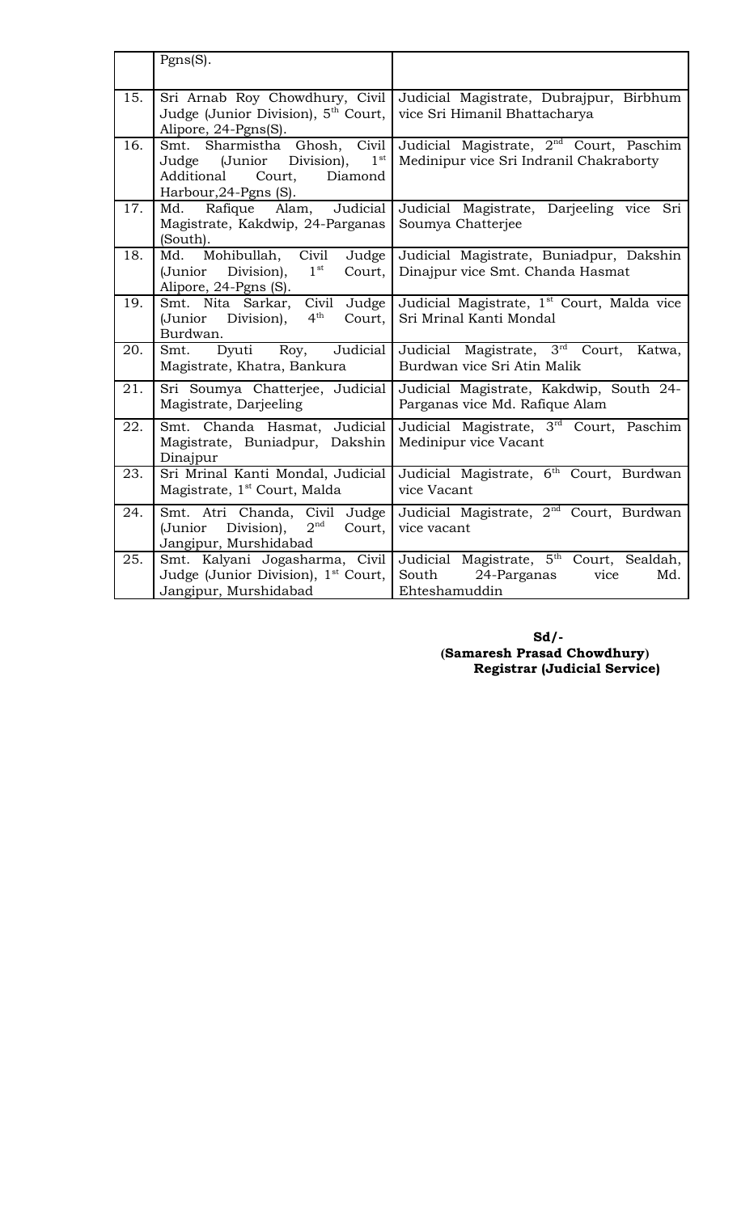| | | |
|---|---|---|
| | Pgns(S). | |
| 15. | Sri Arnab Roy Chowdhury, Civil Judge (Junior Division), 5th Court, Alipore, 24-Pgns(S). | Judicial Magistrate, Dubrajpur, Birbhum vice Sri Himanil Bhattacharya |
| 16. | Smt. Sharmistha Ghosh, Civil Judge (Junior Division), 1st Additional Court, Diamond Harbour,24-Pgns (S). | Judicial Magistrate, 2nd Court, Paschim Medinipur vice Sri Indranil Chakraborty |
| 17. | Md. Rafique Alam, Judicial Magistrate, Kakdwip, 24-Parganas (South). | Judicial Magistrate, Darjeeling vice Sri Soumya Chatterjee |
| 18. | Md. Mohibullah, Civil Judge (Junior Division), 1st Court, Alipore, 24-Pgns (S). | Judicial Magistrate, Buniadpur, Dakshin Dinajpur vice Smt. Chanda Hasmat |
| 19. | Smt. Nita Sarkar, Civil Judge (Junior Division), 4th Court, Burdwan. | Judicial Magistrate, 1st Court, Malda vice Sri Mrinal Kanti Mondal |
| 20. | Smt. Dyuti Roy, Judicial Magistrate, Khatra, Bankura | Judicial Magistrate, 3rd Court, Katwa, Burdwan vice Sri Atin Malik |
| 21. | Sri Soumya Chatterjee, Judicial Magistrate, Darjeeling | Judicial Magistrate, Kakdwip, South 24-Parganas vice Md. Rafique Alam |
| 22. | Smt. Chanda Hasmat, Judicial Magistrate, Buniadpur, Dakshin Dinajpur | Judicial Magistrate, 3rd Court, Paschim Medinipur vice Vacant |
| 23. | Sri Mrinal Kanti Mondal, Judicial Magistrate, 1st Court, Malda | Judicial Magistrate, 6th Court, Burdwan vice Vacant |
| 24. | Smt. Atri Chanda, Civil Judge (Junior Division), 2nd Court, Jangipur, Murshidabad | Judicial Magistrate, 2nd Court, Burdwan vice vacant |
| 25. | Smt. Kalyani Jogasharma, Civil Judge (Junior Division), 1st Court, Jangipur, Murshidabad | Judicial Magistrate, 5th Court, Sealdah, South 24-Parganas vice Md. Ehteshamuddin |

**Sd/-**
**(Samaresh Prasad Chowdhury)**
**Registrar (Judicial Service)**